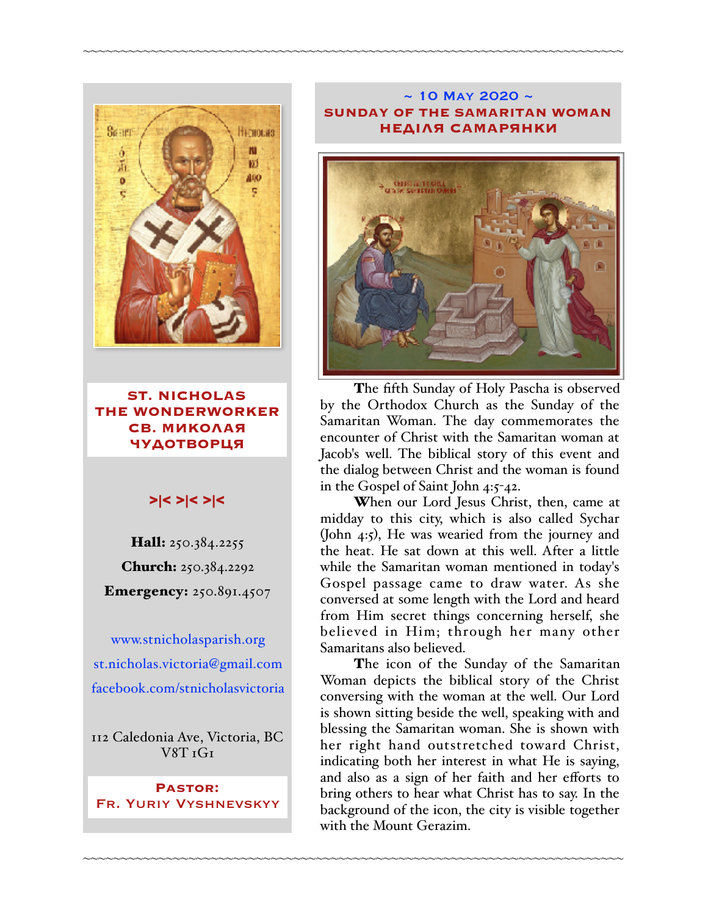# ST. NICHOLAS THE WONDERWORKER
# СВ. МИКОЛАЯ ЧУДОТВОРЦЯ

>|< >|< >|<

**Hall:** 250.384.2255

**Church:** 250.384.2292

**Emergency:** 250.891.4507

www.stnicholasparish.org

st.nicholas.victoria@gmail.com

facebook.com/stnicholasvictoria

112 Caledonia Ave, Victoria, BC V8T 1G1

**Pastor:**
**Fr. Yuriy Vyshnevskyy**

## ~ 10 May 2020 ~
## SUNDAY OF THE SAMARITAN WOMAN
## НЕДІЛЯ САМАРЯНКИ

The fifth Sunday of Holy Pascha is observed by the Orthodox Church as the Sunday of the Samaritan Woman. The day commemorates the encounter of Christ with the Samaritan woman at Jacob's well. The biblical story of this event and the dialog between Christ and the woman is found in the Gospel of Saint John 4:5-42.

When our Lord Jesus Christ, then, came at midday to this city, which is also called Sychar (John 4:5), He was wearied from the journey and the heat. He sat down at this well. After a little while the Samaritan woman mentioned in today's Gospel passage came to draw water. As she conversed at some length with the Lord and heard from Him secret things concerning herself, she believed in Him; through her many other Samaritans also believed.

The icon of the Sunday of the Samaritan Woman depicts the biblical story of the Christ conversing with the woman at the well. Our Lord is shown sitting beside the well, speaking with and blessing the Samaritan woman. She is shown with her right hand outstretched toward Christ, indicating both her interest in what He is saying, and also as a sign of her faith and her efforts to bring others to hear what Christ has to say. In the background of the icon, the city is visible together with the Mount Gerazim.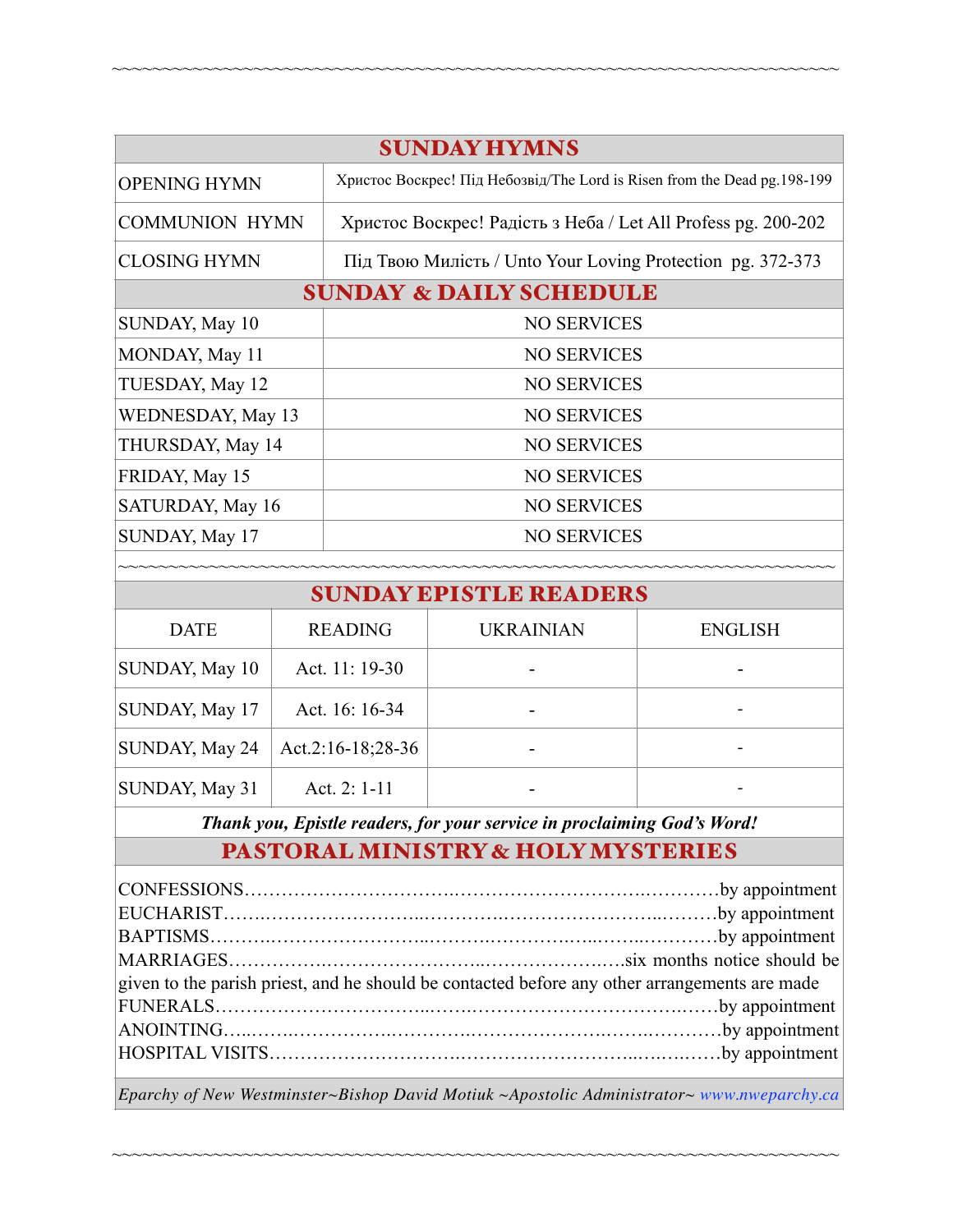## SUNDAY HYMNS

| | |
|---|---|
| OPENING HYMN | Христос Воскрес! Під Небозвід/The Lord is Risen from the Dead pg.198-199 |
| COMMUNION HYMN | Христос Воскрес! Радість з Неба / Let All Profess pg. 200-202 |
| CLOSING HYMN | Під Твою Милість / Unto Your Loving Protection pg. 372-373 |

## SUNDAY & DAILY SCHEDULE

| | |
|---|---|
| SUNDAY, May 10 | NO SERVICES |
| MONDAY, May 11 | NO SERVICES |
| TUESDAY, May 12 | NO SERVICES |
| WEDNESDAY, May 13 | NO SERVICES |
| THURSDAY, May 14 | NO SERVICES |
| FRIDAY, May 15 | NO SERVICES |
| SATURDAY, May 16 | NO SERVICES |
| SUNDAY, May 17 | NO SERVICES |

~~~~~~~~~~~~~~~~~~~~~~~~~~~~~~~~~~~~~~~~~~~~~~~~~~~~~~~~~~~~~~~~~~~~~~~~~

## SUNDAY EPISTLE READERS

| DATE | READING | UKRAINIAN | ENGLISH |
|---|---|---|---|
| SUNDAY, May 10 | Act. 11: 19-30 | - | - |
| SUNDAY, May 17 | Act. 16: 16-34 | - | - |
| SUNDAY, May 24 | Act.2:16-18;28-36 | - | - |
| SUNDAY, May 31 | Act. 2: 1-11 | - | - |

***Thank you, Epistle readers, for your service in proclaiming God's Word!***

## PASTORAL MINISTRY & HOLY MYSTERIES

CONFESSIONS………………………………………………………………by appointment
EUCHARIST…………………………………………………………………by appointment
BAPTISMS…………………………………………………………………by appointment
MARRIAGES……………………………………………………six months notice should be given to the parish priest, and he should be contacted before any other arrangements are made
FUNERALS…………………………………………………………………by appointment
ANOINTING…………………………………………………………………by appointment
HOSPITAL VISITS…………………………………………………………by appointment

*Eparchy of New Westminster~Bishop David Motiuk ~Apostolic Administrator~ www.nweparchy.ca*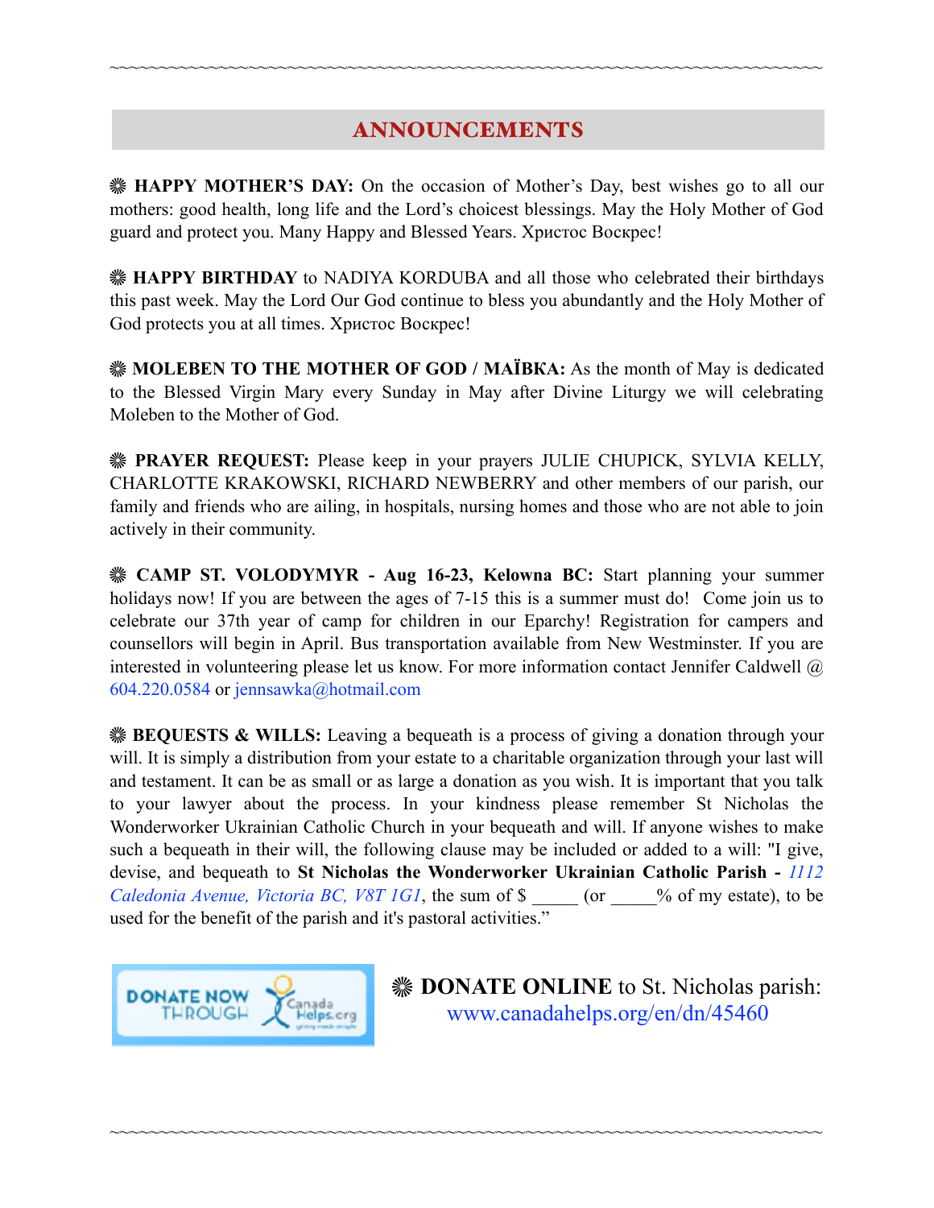## ANNOUNCEMENTS

❋ **HAPPY MOTHER'S DAY:** On the occasion of Mother's Day, best wishes go to all our mothers: good health, long life and the Lord's choicest blessings. May the Holy Mother of God guard and protect you. Many Happy and Blessed Years. Христос Воскрес!

❋ **HAPPY BIRTHDAY** to NADIYA KORDUBA and all those who celebrated their birthdays this past week. May the Lord Our God continue to bless you abundantly and the Holy Mother of God protects you at all times. Христос Воскрес!

❋ **MOLEBEN TO THE MOTHER OF GOD / MAЇВКА:** As the month of May is dedicated to the Blessed Virgin Mary every Sunday in May after Divine Liturgy we will celebrating Moleben to the Mother of God.

❋ **PRAYER REQUEST:** Please keep in your prayers JULIE CHUPICK, SYLVIA KELLY, CHARLOTTE KRAKOWSKI, RICHARD NEWBERRY and other members of our parish, our family and friends who are ailing, in hospitals, nursing homes and those who are not able to join actively in their community.

❋ **CAMP ST. VOLODYMYR - Aug 16-23, Kelowna BC:** Start planning your summer holidays now! If you are between the ages of 7-15 this is a summer must do! Come join us to celebrate our 37th year of camp for children in our Eparchy! Registration for campers and counsellors will begin in April. Bus transportation available from New Westminster. If you are interested in volunteering please let us know. For more information contact Jennifer Caldwell @ 604.220.0584 or jennsawka@hotmail.com

❋ **BEQUESTS & WILLS:** Leaving a bequeath is a process of giving a donation through your will. It is simply a distribution from your estate to a charitable organization through your last will and testament. It can be as small or as large a donation as you wish. It is important that you talk to your lawyer about the process. In your kindness please remember St Nicholas the Wonderworker Ukrainian Catholic Church in your bequeath and will. If anyone wishes to make such a bequeath in their will, the following clause may be included or added to a will: "I give, devise, and bequeath to **St Nicholas the Wonderworker Ukrainian Catholic Parish -** *1112 Caledonia Avenue, Victoria BC, V8T 1G1*, the sum of $ _____ (or _____% of my estate), to be used for the benefit of the parish and it's pastoral activities."

DONATE NOW THROUGH CanadaHelps.org

❋ **DONATE ONLINE** to St. Nicholas parish: www.canadahelps.org/en/dn/45460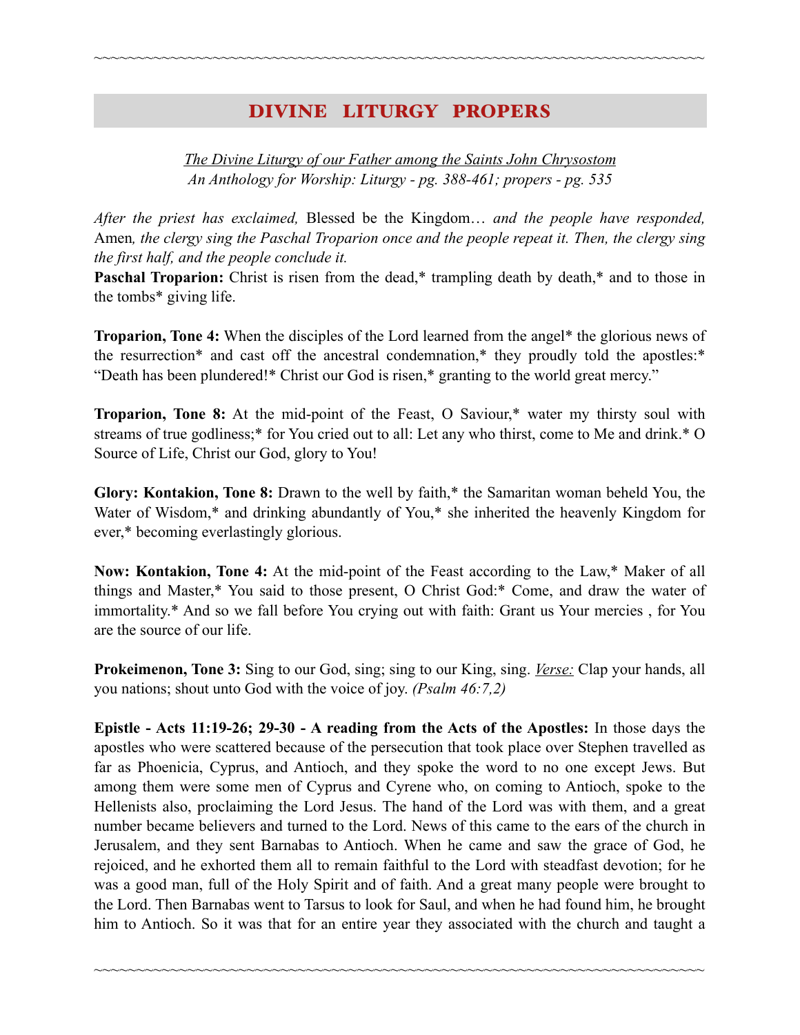## DIVINE LITURGY PROPERS

*The Divine Liturgy of our Father among the Saints John Chrysostom*
*An Anthology for Worship: Liturgy - pg. 388-461; propers - pg. 535*

*After the priest has exclaimed,* Blessed be the Kingdom… *and the people have responded,* Amen*, the clergy sing the Paschal Troparion once and the people repeat it. Then, the clergy sing the first half, and the people conclude it.*

**Paschal Troparion:** Christ is risen from the dead,* trampling death by death,* and to those in the tombs* giving life.

**Troparion, Tone 4:** When the disciples of the Lord learned from the angel* the glorious news of the resurrection* and cast off the ancestral condemnation,* they proudly told the apostles:* "Death has been plundered!* Christ our God is risen,* granting to the world great mercy."

**Troparion, Tone 8:** At the mid-point of the Feast, O Saviour,* water my thirsty soul with streams of true godliness;* for You cried out to all: Let any who thirst, come to Me and drink.* O Source of Life, Christ our God, glory to You!

**Glory: Kontakion, Tone 8:** Drawn to the well by faith,* the Samaritan woman beheld You, the Water of Wisdom,* and drinking abundantly of You,* she inherited the heavenly Kingdom for ever,* becoming everlastingly glorious.

**Now: Kontakion, Tone 4:** At the mid-point of the Feast according to the Law,* Maker of all things and Master,* You said to those present, O Christ God:* Come, and draw the water of immortality.* And so we fall before You crying out with faith: Grant us Your mercies , for You are the source of our life.

**Prokeimenon, Tone 3:** Sing to our God, sing; sing to our King, sing. *Verse:* Clap your hands, all you nations; shout unto God with the voice of joy. *(Psalm 46:7,2)*

**Epistle - Acts 11:19-26; 29-30 - A reading from the Acts of the Apostles:** In those days the apostles who were scattered because of the persecution that took place over Stephen travelled as far as Phoenicia, Cyprus, and Antioch, and they spoke the word to no one except Jews. But among them were some men of Cyprus and Cyrene who, on coming to Antioch, spoke to the Hellenists also, proclaiming the Lord Jesus. The hand of the Lord was with them, and a great number became believers and turned to the Lord. News of this came to the ears of the church in Jerusalem, and they sent Barnabas to Antioch. When he came and saw the grace of God, he rejoiced, and he exhorted them all to remain faithful to the Lord with steadfast devotion; for he was a good man, full of the Holy Spirit and of faith. And a great many people were brought to the Lord. Then Barnabas went to Tarsus to look for Saul, and when he had found him, he brought him to Antioch. So it was that for an entire year they associated with the church and taught a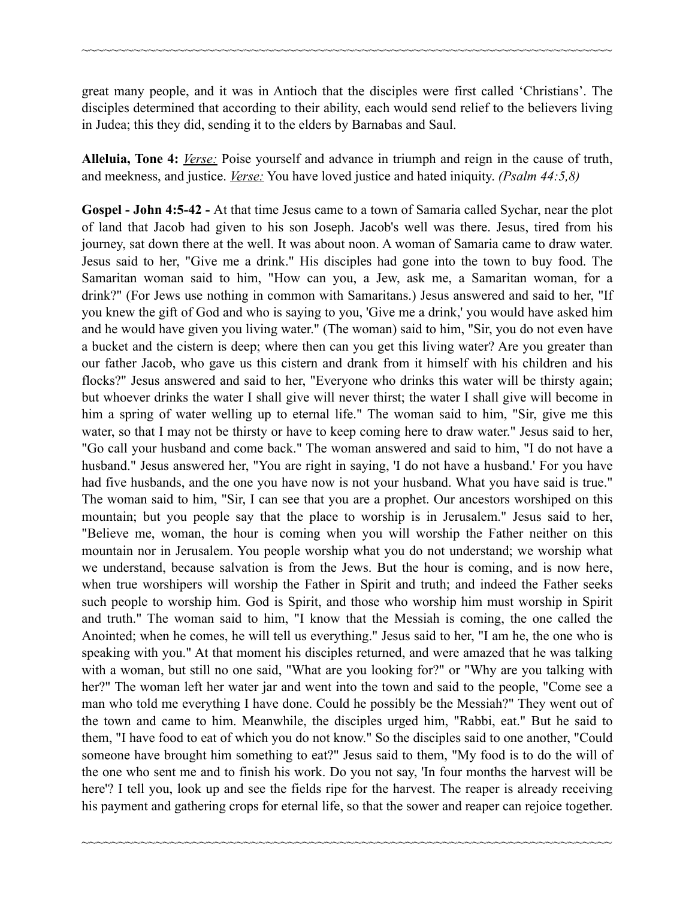great many people, and it was in Antioch that the disciples were first called 'Christians'. The disciples determined that according to their ability, each would send relief to the believers living in Judea; this they did, sending it to the elders by Barnabas and Saul.

**Alleluia, Tone 4:** *Verse:* Poise yourself and advance in triumph and reign in the cause of truth, and meekness, and justice. *Verse:* You have loved justice and hated iniquity. *(Psalm 44:5,8)*

**Gospel - John 4:5-42 -** At that time Jesus came to a town of Samaria called Sychar, near the plot of land that Jacob had given to his son Joseph. Jacob's well was there. Jesus, tired from his journey, sat down there at the well. It was about noon. A woman of Samaria came to draw water. Jesus said to her, "Give me a drink." His disciples had gone into the town to buy food. The Samaritan woman said to him, "How can you, a Jew, ask me, a Samaritan woman, for a drink?" (For Jews use nothing in common with Samaritans.) Jesus answered and said to her, "If you knew the gift of God and who is saying to you, 'Give me a drink,' you would have asked him and he would have given you living water." (The woman) said to him, "Sir, you do not even have a bucket and the cistern is deep; where then can you get this living water? Are you greater than our father Jacob, who gave us this cistern and drank from it himself with his children and his flocks?" Jesus answered and said to her, "Everyone who drinks this water will be thirsty again; but whoever drinks the water I shall give will never thirst; the water I shall give will become in him a spring of water welling up to eternal life." The woman said to him, "Sir, give me this water, so that I may not be thirsty or have to keep coming here to draw water." Jesus said to her, "Go call your husband and come back." The woman answered and said to him, "I do not have a husband." Jesus answered her, "You are right in saying, 'I do not have a husband.' For you have had five husbands, and the one you have now is not your husband. What you have said is true." The woman said to him, "Sir, I can see that you are a prophet. Our ancestors worshiped on this mountain; but you people say that the place to worship is in Jerusalem." Jesus said to her, "Believe me, woman, the hour is coming when you will worship the Father neither on this mountain nor in Jerusalem. You people worship what you do not understand; we worship what we understand, because salvation is from the Jews. But the hour is coming, and is now here, when true worshipers will worship the Father in Spirit and truth; and indeed the Father seeks such people to worship him. God is Spirit, and those who worship him must worship in Spirit and truth." The woman said to him, "I know that the Messiah is coming, the one called the Anointed; when he comes, he will tell us everything." Jesus said to her, "I am he, the one who is speaking with you." At that moment his disciples returned, and were amazed that he was talking with a woman, but still no one said, "What are you looking for?" or "Why are you talking with her?" The woman left her water jar and went into the town and said to the people, "Come see a man who told me everything I have done. Could he possibly be the Messiah?" They went out of the town and came to him. Meanwhile, the disciples urged him, "Rabbi, eat." But he said to them, "I have food to eat of which you do not know." So the disciples said to one another, "Could someone have brought him something to eat?" Jesus said to them, "My food is to do the will of the one who sent me and to finish his work. Do you not say, 'In four months the harvest will be here'? I tell you, look up and see the fields ripe for the harvest. The reaper is already receiving his payment and gathering crops for eternal life, so that the sower and reaper can rejoice together.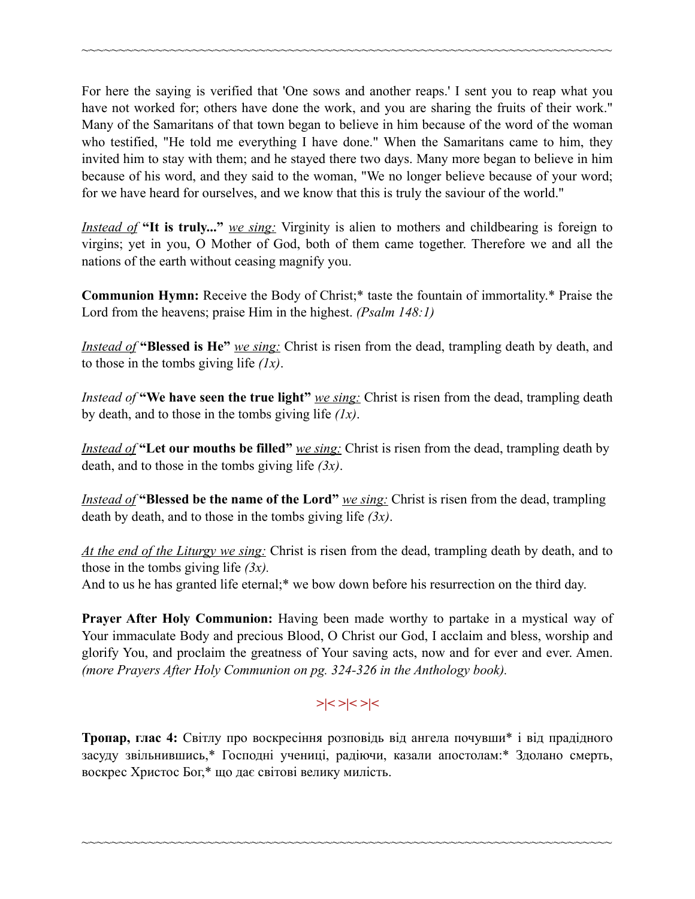~~~~~~~~~~~~~~~~~~~~~~~~~~~~~~~~~~~~~~~~~~~~~~~~~~~~~~~~~~~~~~~~~~~~

For here the saying is verified that 'One sows and another reaps.' I sent you to reap what you have not worked for; others have done the work, and you are sharing the fruits of their work." Many of the Samaritans of that town began to believe in him because of the word of the woman who testified, "He told me everything I have done." When the Samaritans came to him, they invited him to stay with them; and he stayed there two days. Many more began to believe in him because of his word, and they said to the woman, "We no longer believe because of your word; for we have heard for ourselves, and we know that this is truly the saviour of the world."

*Instead of* **"It is truly..."** *we sing:* Virginity is alien to mothers and childbearing is foreign to virgins; yet in you, O Mother of God, both of them came together. Therefore we and all the nations of the earth without ceasing magnify you.

**Communion Hymn:** Receive the Body of Christ;* taste the fountain of immortality.* Praise the Lord from the heavens; praise Him in the highest. *(Psalm 148:1)*

*Instead of* **"Blessed is He"** *we sing:* Christ is risen from the dead, trampling death by death, and to those in the tombs giving life *(1x)*.

*Instead of* **"We have seen the true light"** *we sing:* Christ is risen from the dead, trampling death by death, and to those in the tombs giving life *(1x)*.

*Instead of* **"Let our mouths be filled"** *we sing:* Christ is risen from the dead, trampling death by death, and to those in the tombs giving life *(3x)*.

*Instead of* **"Blessed be the name of the Lord"** *we sing:* Christ is risen from the dead, trampling death by death, and to those in the tombs giving life *(3x)*.

*At the end of the Liturgy we sing:* Christ is risen from the dead, trampling death by death, and to those in the tombs giving life *(3x).*
And to us he has granted life eternal;* we bow down before his resurrection on the third day.

**Prayer After Holy Communion:** Having been made worthy to partake in a mystical way of Your immaculate Body and precious Blood, O Christ our God, I acclaim and bless, worship and glorify You, and proclaim the greatness of Your saving acts, now and for ever and ever. Amen. *(more Prayers After Holy Communion on pg. 324-326 in the Anthology book).*

>|< >|< >|<

**Тропар, глас 4:** Світлу про воскресіння розповідь від ангела почувши* і від прадідного засуду звільнившись,* Господні учениці, радіючи, казали апостолам:* Здолано смерть, воскрес Христос Бог,* що дає світові велику милість.

~~~~~~~~~~~~~~~~~~~~~~~~~~~~~~~~~~~~~~~~~~~~~~~~~~~~~~~~~~~~~~~~~~~~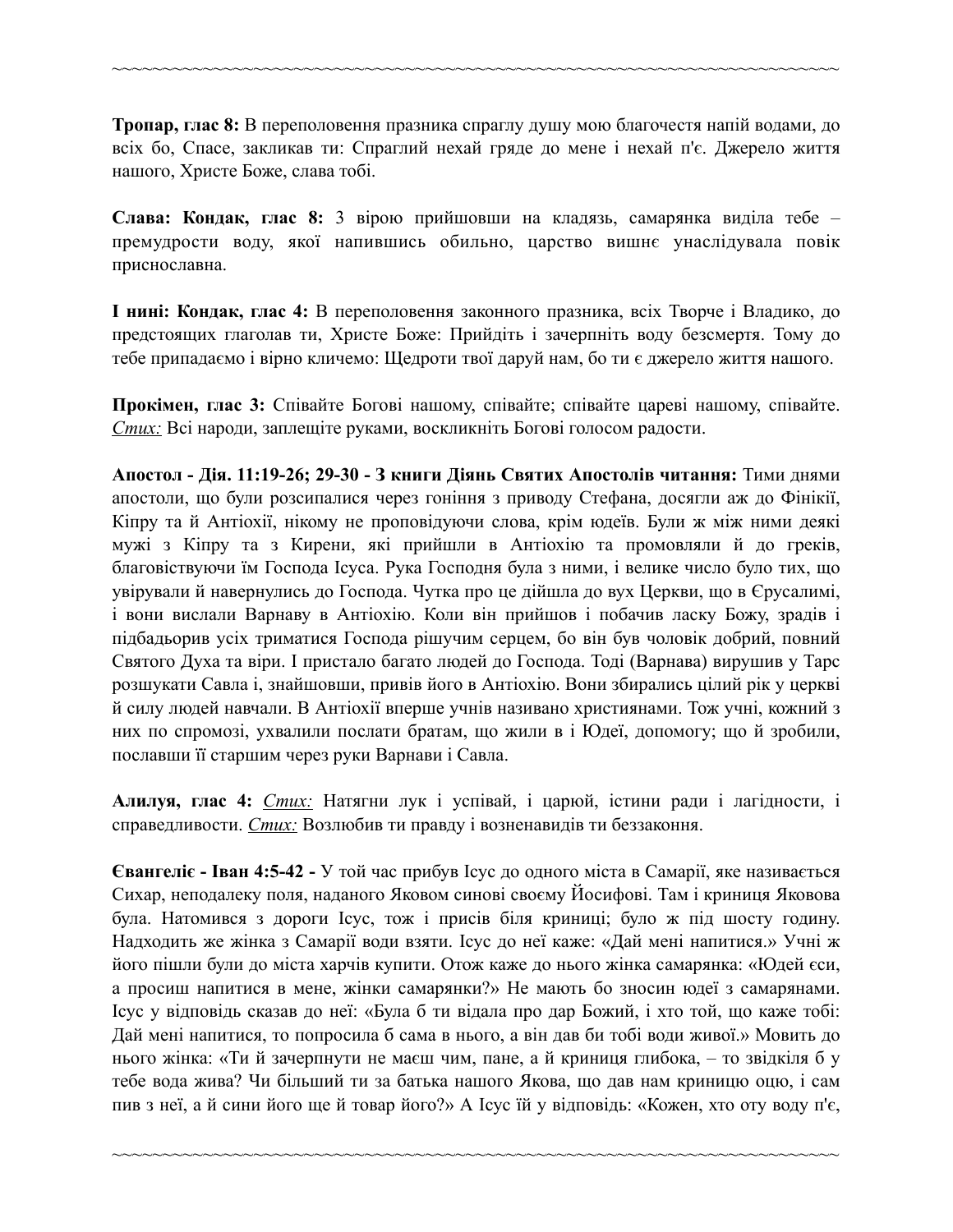**Тропар, глас 8:** В переполовення празника спраглу душу мою благочестя напій водами, до всіх бо, Спасе, закликав ти: Спраглий нехай гряде до мене і нехай п'є. Джерело життя нашого, Христе Боже, слава тобі.

**Слава: Кондак, глас 8:** З вірою прийшовши на кладязь, самарянка виділа тебе – премудрости воду, якої напившись обильно, царство вишнє унаслідувала повік преславна.

**І нині: Кондак, глас 4:** В переполовення законного празника, всіх Творче і Владико, до предстоящих глаголав ти, Христе Боже: Прийдіть і зачерпніть воду безсмертя. Тому до тебе припадаємо і вірно кличемо: Щедроти твої даруй нам, бо ти є джерело життя нашого.

**Прокімен, глас 3:** Співайте Богові нашому, співайте; співайте цареві нашому, співайте. _Стих:_ Всі народи, заплещіте руками, воскликніть Богові голосом радости.

**Апостол - Дія. 11:19-26; 29-30 - З книги Діянь Святих Апостолів читання:** Тими днями апостоли, що були розсипалися через гоніння з приводу Стефана, досягли аж до Фінікії, Кіпру та й Антіохії, нікому не проповідуючи слова, крім юдеїв. Були ж між ними деякі мужі з Кіпру та з Кирени, які прийшли в Антіохію та промовляли й до греків, благовіствуючи їм Господа Ісуса. Рука Господня була з ними, і велике число було тих, що увірували й навернулись до Господа. Чутка про це дійшла до вух Церкви, що в Єрусалимі, і вони вислали Варнаву в Антіохію. Коли він прийшов і побачив ласку Божу, зрадів і підбадьорив усіх триматися Господа рішучим серцем, бо він був чоловік добрий, повний Святого Духа та віри. І пристало багато людей до Господа. Тоді (Варнава) вирушив у Тарс розшукати Савла і, знайшовши, привів його в Антіохію. Вони збирались цілий рік у церкві й силу людей навчали. В Антіохії вперше учнів називано християнами. Тож учні, кожний з них по спромозі, ухвалили послати братам, що жили в і Юдеї, допомогу; що й зробили, пославши її старшим через руки Варнави і Савла.

**Алилуя, глас 4:** _Стих:_ Натягни лук і успівай, і царюй, істини ради і лагідности, і справедливості. _Стих:_ Возлюбив ти правду і возненавидів ти беззаконня.

**Євангеліє - Іван 4:5-42 -** У той час прибув Ісус до одного міста в Самарії, яке називається Сихар, неподалеку поля, наданого Яковом синові своєму Йосифові. Там і криниця Яковова була. Натомився з дороги Ісус, тож і присів біля криниці; було ж під шосту годину. Надходить же жінка з Самарії води взяти. Ісус до неї каже: «Дай мені напитися.» Учні ж його пішли були до міста харчів купити. Отож каже до нього жінка самарянка: «Юдей єси, а просиш напитися в мене, жінки самарянки?» Не мають бо зносин юдеї з самарянами. Ісус у відповідь сказав до неї: «Була б ти відала про дар Божий, і хто той, що каже тобі: Дай мені напитися, то попросила б сама в нього, а він дав би тобі води живої.» Мовить до нього жінка: «Ти й зачерпнути не маєш чим, пане, а й криниця глибока, – то звідкіля б у тебе вода жива? Чи більший ти за батька нашого Якова, що дав нам криницю оцю, і сам пив з неї, а й сини його ще й товар його?» А Ісус їй у відповідь: «Кожен, хто оту воду п'є,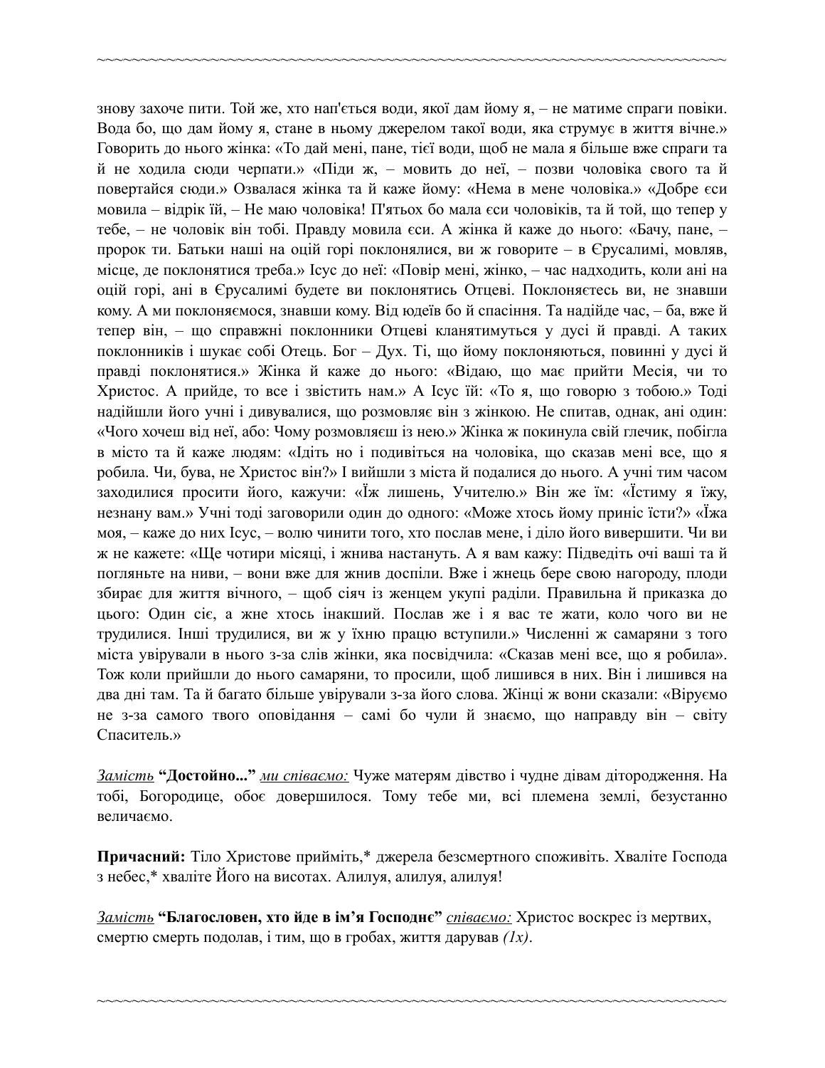знову захоче пити. Той же, хто нап'ється води, якої дам йому я, – не матиме спраги повіки. Вода бо, що дам йому я, стане в ньому джерелом такої води, яка струмує в життя вічне.» Говорить до нього жінка: «То дай мені, пане, тієї води, щоб не мала я більше вже спраги та й не ходила сюди черпати.» «Піди ж, – мовить до неї, – позви чоловіка свого та й повертайся сюди.» Озвалася жінка та й каже йому: «Нема в мене чоловіка.» «Добре єси мовила – відрік їй, – Не маю чоловіка! П'ятьох бо мала єси чоловіків, та й той, що тепер у тебе, – не чоловік він тобі. Правду мовила єси. А жінка й каже до нього: «Бачу, пане, – пророк ти. Батьки наші на оцій горі поклонялися, ви ж говорите – в Єрусалимі, мовляв, місце, де поклонятися треба.» Ісус до неї: «Повір мені, жінко, – час надходить, коли ані на оцій горі, ані в Єрусалимі будете ви поклонятись Отцеві. Поклоняєтесь ви, не знавши кому. А ми поклоняємося, знавши кому. Від юдеїв бо й спасіння. Та надійде час, – ба, вже й тепер він, – що справжні поклонники Отцеві кланятимуться у дусі й правді. А таких поклонників і шукає собі Отець. Бог – Дух. Ті, що йому поклоняються, повинні у дусі й правді поклонятися.» Жінка й каже до нього: «Відаю, що має прийти Месія, чи то Христос. А прийде, то все і звістить нам.» А Ісус їй: «То я, що говорю з тобою.» Тоді надійшли його учні і дивувалися, що розмовляє він з жінкою. Не спитав, однак, ані один: «Чого хочеш від неї, або: Чому розмовляєш із нею.» Жінка ж покинула свій глечик, побігла в місто та й каже людям: «Ідіть но і подивіться на чоловіка, що сказав мені все, що я робила. Чи, бува, не Христос він?» І вийшли з міста й подалися до нього. А учні тим часом заходилися просити його, кажучи: «Їж лишень, Учителю.» Він же їм: «Їстиму я їжу, незнану вам.» Учні тоді заговорили один до одного: «Може хтось йому приніс їсти?» «Їжа моя, – каже до них Ісус, – волю чинити того, хто послав мене, і діло його звершити. Чи ви ж не кажете: «Ще чотири місяці, і жнива настануть. А я вам кажу: Підведіть очі ваші та й погляньте на ниви, – вони вже для жнив доспіли. Вже і женець бере свою нагороду, плоди збирає для життя вічного, – щоб сіяч із женцем укупі раділи. Правильна й приказка до цього: Один сіє, а жне хтось інакший. Послав же і я вас те жати, коло чого ви не трудилися. Інші трудилися, ви ж у їхню працю вступили.» Численні ж самаряни з того міста увірували в нього з-за слів жінки, яка посвідчила: «Сказав мені все, що я робила». Тож коли прийшли до нього самаряни, то просили, щоб лишився в них. Він і лишився на два дні там. Та й багато більше увірували з-за його слова. Жінці ж вони сказали: «Віруємо не з-за самого твого оповідання – самі бо чули й знаємо, що направду він – світу Спаситель.»

*Замість* **"Достойно..."** *ми співаємо:* Чуже матерям дівство і чудне дівам дітородження. На тобі, Богородице, обоє довершилося. Тому тебе ми, всі племена землі, безустанно величаємо.

**Причасний:** Тіло Христове прийміть,* джерела безсмертного споживіть. Хваліте Господа з небес,* хваліте Його на висотах. Алилуя, алилуя, алилуя!

*Замість* **"Благословен, хто йде в ім'я Господнє"** *співаємо:* Христос воскрес із мертвих, смертю смерть подолав, і тим, що в гробах, життя дарував *(1x)*.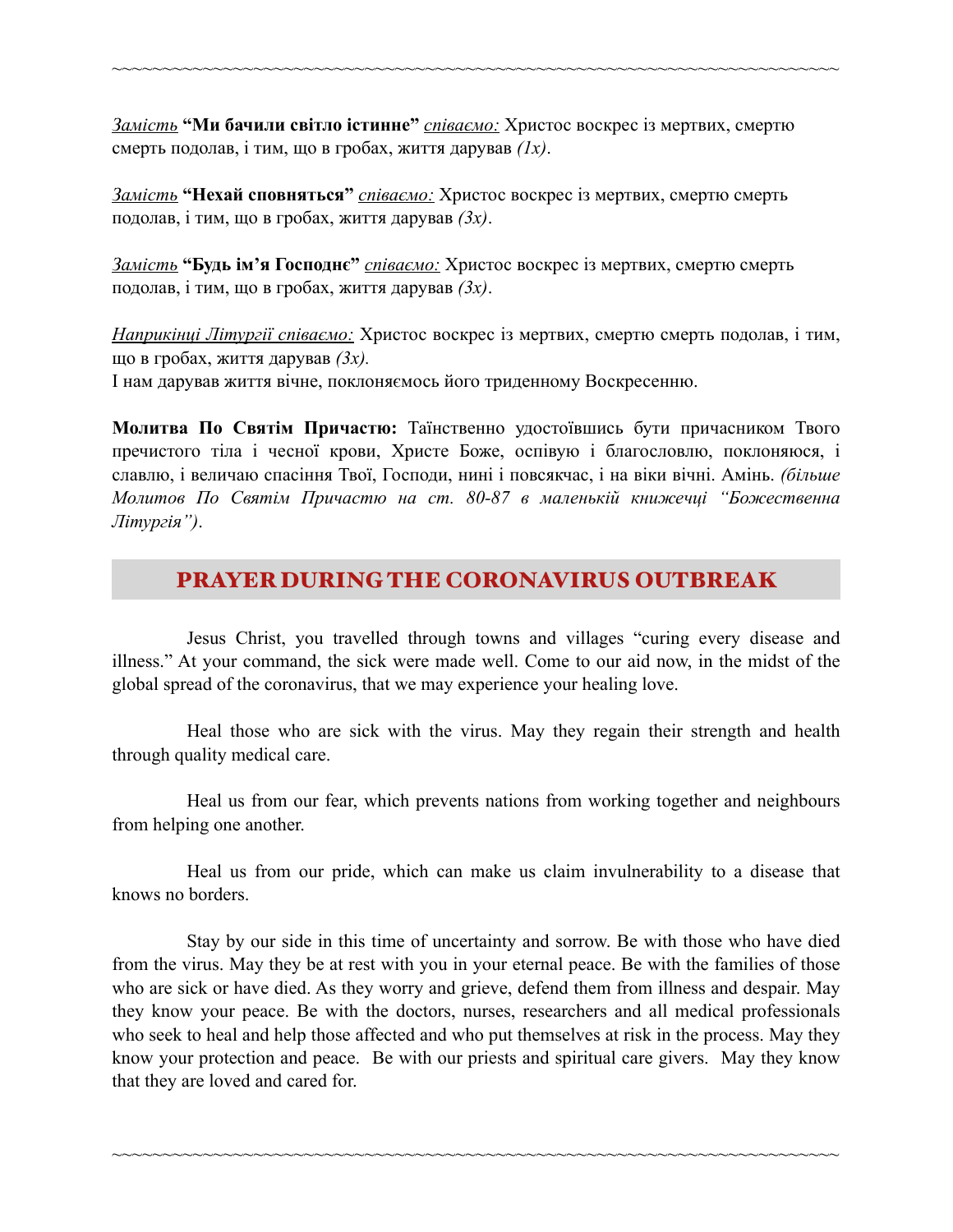~~~~~~~~~~~~~~~~~~~~~~~~~~~~~~~~~~~~~~~~~~~~~~~~~~~~~~~~~~~~~~~~~~~~~~~~~~~~~~~~

*Замість* **"Ми бачили світло істинне"** *співаємо:* Христос воскрес із мертвих, смертю смерть подолав, і тим, що в гробах, життя дарував *(1х)*.

*Замість* **"Нехай сповняться"** *співаємо:* Христос воскрес із мертвих, смертю смерть подолав, і тим, що в гробах, життя дарував *(3х)*.

*Замість* **"Будь ім'я Господнє"** *співаємо:* Христос воскрес із мертвих, смертю смерть подолав, і тим, що в гробах, життя дарував *(3х)*.

*Наприкінці Літургії співаємо:* Христос воскрес із мертвих, смертю смерть подолав, і тим, що в гробах, життя дарував *(3х).*
І нам дарував життя вічне, поклоняємось його триденному Воскресенню.

**Молитва По Святім Причастю:** Таїнственно удостоївшись бути причасником Твого пречистого тіла і чесної крови, Христе Боже, оспівую і благословлю, поклоняюся, і славлю, і величаю спасіння Твої, Господи, нині і повсякчас, і на віки вічні. Амінь. *(більше Молитов По Святім Причастю на ст. 80-87 в маленькій книжечці "Божественна Літургія")*.

## PRAYER DURING THE CORONAVIRUS OUTBREAK

Jesus Christ, you travelled through towns and villages "curing every disease and illness." At your command, the sick were made well. Come to our aid now, in the midst of the global spread of the coronavirus, that we may experience your healing love.

Heal those who are sick with the virus. May they regain their strength and health through quality medical care.

Heal us from our fear, which prevents nations from working together and neighbours from helping one another.

Heal us from our pride, which can make us claim invulnerability to a disease that knows no borders.

Stay by our side in this time of uncertainty and sorrow. Be with those who have died from the virus. May they be at rest with you in your eternal peace. Be with the families of those who are sick or have died. As they worry and grieve, defend them from illness and despair. May they know your peace. Be with the doctors, nurses, researchers and all medical professionals who seek to heal and help those affected and who put themselves at risk in the process. May they know your protection and peace. Be with our priests and spiritual care givers. May they know that they are loved and cared for.

~~~~~~~~~~~~~~~~~~~~~~~~~~~~~~~~~~~~~~~~~~~~~~~~~~~~~~~~~~~~~~~~~~~~~~~~~~~~~~~~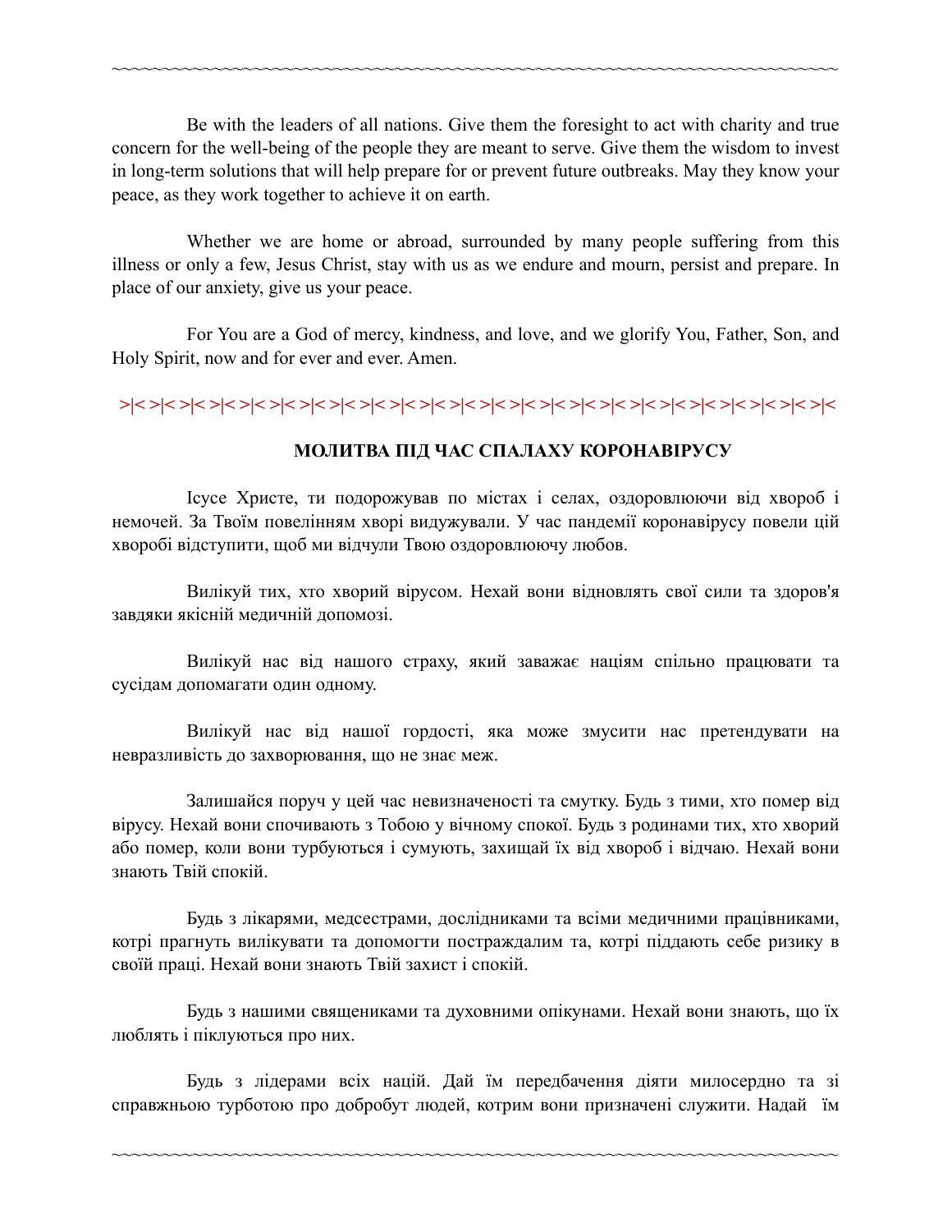Be with the leaders of all nations. Give them the foresight to act with charity and true concern for the well-being of the people they are meant to serve. Give them the wisdom to invest in long-term solutions that will help prepare for or prevent future outbreaks. May they know your peace, as they work together to achieve it on earth.

Whether we are home or abroad, surrounded by many people suffering from this illness or only a few, Jesus Christ, stay with us as we endure and mourn, persist and prepare. In place of our anxiety, give us your peace.

For You are a God of mercy, kindness, and love, and we glorify You, Father, Son, and Holy Spirit, now and for ever and ever. Amen.

>|< >|< >|< >|< >|< >|< >|< >|< >|< >|< >|< >|< >|< >|< >|< >|< >|< >|< >|< >|< >|< >|< >|< >|< >|< >|< >|< >|<

**МОЛИТВА ПІД ЧАС СПАЛАХУ КОРОНАВІРУСУ**

Ісусе Христе, ти подорожував по містах і селах, оздоровлюючи від хвороб і немочей. За Твоїм повелінням хворі видужували. У час пандемії коронавірусу повели цій хворобі відступити, щоб ми відчули Твою оздоровлюючу любов.

Вилікуй тих, хто хворий вірусом. Нехай вони відновлять свої сили та здоров'я завдяки якісній медичній допомозі.

Вилікуй нас від нашого страху, який заважає націям спільно працювати та сусідам допомагати один одному.

Вилікуй нас від нашої гордості, яка може змусити нас претендувати на невразливість до захворювання, що не знає меж.

Залишайся поруч у цей час невизначеності та смутку. Будь з тими, хто помер від вірусу. Нехай вони спочивають з Тобою у вічному спокої. Будь з родинами тих, хто хворий або помер, коли вони турбуються і сумують, захищай їх від хвороб і відчаю. Нехай вони знають Твій спокій.

Будь з лікарями, медсестрами, дослідниками та всіми медичними працівниками, котрі прагнуть вилікувати та допомогти постраждалим та, котрі піддають себе ризику в своїй праці. Нехай вони знають Твій захист і спокій.

Будь з нашими священиками та духовними опікунами. Нехай вони знають, що їх люблять і піклуються про них.

Будь з лідерами всіх націй. Дай їм передбачення діяти милосердно та зі справжньою турботою про добробут людей, котрим вони призначені служити. Надай їм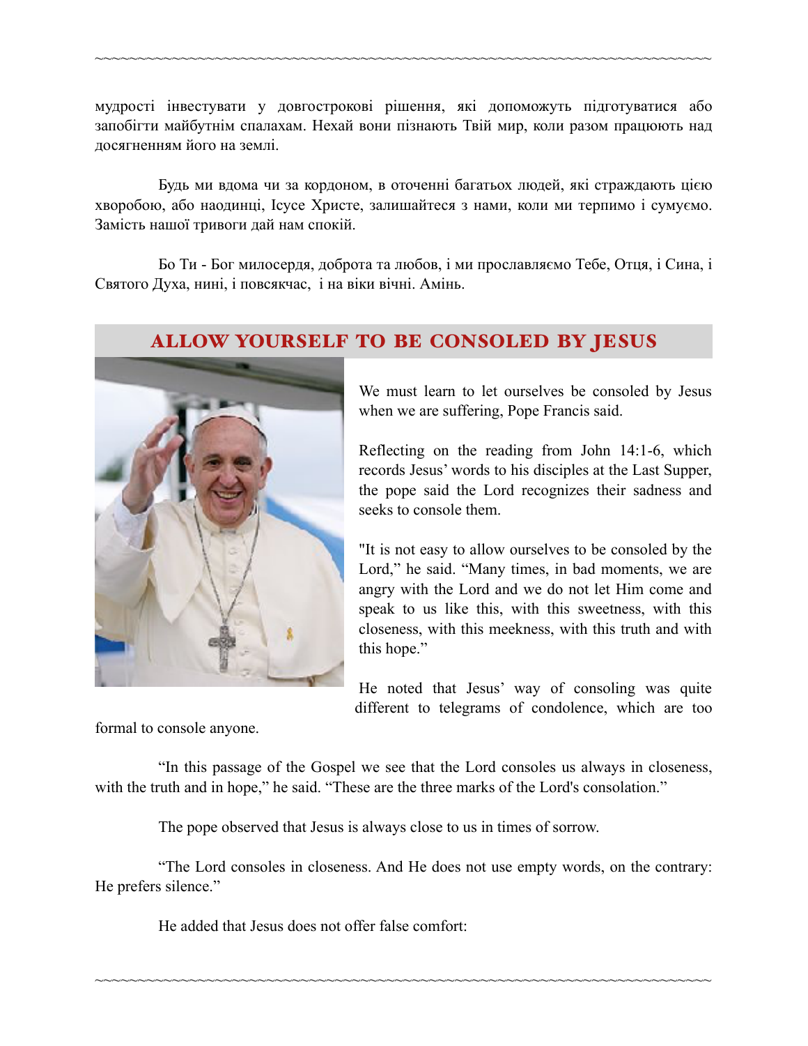мудрості інвестувати у довгострокові рішення, які допоможуть підготуватися або запобігти майбутнім спалахам. Нехай вони пізнають Твій мир, коли разом працюють над досягненням його на землі.

Будь ми вдома чи за кордоном, в оточенні багатьох людей, які страждають цією хворобою, або наодинці, Ісусе Христе, залишайтеся з нами, коли ми терпимо і сумуємо. Замість нашої тривоги дай нам спокій.

Бо Ти - Бог милосердя, доброта та любов, і ми прославляємо Тебе, Отця, і Сина, і Святого Духа, нині, і повсякчас, і на віки вічні. Амінь.

## ALLOW YOURSELF TO BE CONSOLED BY JESUS

We must learn to let ourselves be consoled by Jesus when we are suffering, Pope Francis said.

Reflecting on the reading from John 14:1-6, which records Jesus' words to his disciples at the Last Supper, the pope said the Lord recognizes their sadness and seeks to console them.

"It is not easy to allow ourselves to be consoled by the Lord," he said. "Many times, in bad moments, we are angry with the Lord and we do not let Him come and speak to us like this, with this sweetness, with this closeness, with this meekness, with this truth and with this hope."

He noted that Jesus' way of consoling was quite different to telegrams of condolence, which are too formal to console anyone.

"In this passage of the Gospel we see that the Lord consoles us always in closeness, with the truth and in hope," he said. "These are the three marks of the Lord's consolation."

The pope observed that Jesus is always close to us in times of sorrow.

"The Lord consoles in closeness. And He does not use empty words, on the contrary: He prefers silence."

He added that Jesus does not offer false comfort: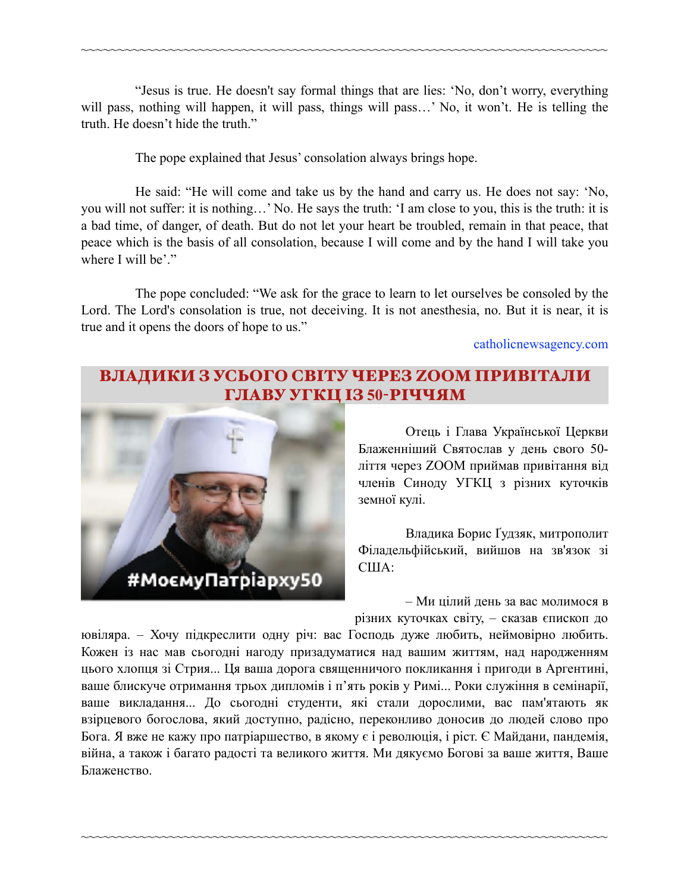"Jesus is true. He doesn't say formal things that are lies: 'No, don't worry, everything will pass, nothing will happen, it will pass, things will pass…' No, it won't. He is telling the truth. He doesn't hide the truth."

The pope explained that Jesus' consolation always brings hope.

He said: "He will come and take us by the hand and carry us. He does not say: 'No, you will not suffer: it is nothing…' No. He says the truth: 'I am close to you, this is the truth: it is a bad time, of danger, of death. But do not let your heart be troubled, remain in that peace, that peace which is the basis of all consolation, because I will come and by the hand I will take you where I will be'."

The pope concluded: "We ask for the grace to learn to let ourselves be consoled by the Lord. The Lord's consolation is true, not deceiving. It is not anesthesia, no. But it is near, it is true and it opens the doors of hope to us."

catholicnewsagency.com

## ВЛАДИКИ З УСЬОГО СВІТУ ЧЕРЕЗ ZOOM ПРИВІТАЛИ ГЛАВУ УГКЦ ІЗ 50-РІЧЧЯМ

#МоємуПатріарху50

Отець і Глава Української Церкви Блаженніший Святослав у день свого 50-ліття через ZOOM приймав привітання від членів Синоду УГКЦ з різних куточків земної кулі.

Владика Борис Ґудзяк, митрополит Філадельфійський, вийшов на зв'язок зі США:

– Ми цілий день за вас молимося в різних куточках світу, – сказав єпископ до ювіляра. – Хочу підкреслити одну річ: вас Господь дуже любить, неймовірно любить. Кожен із нас мав сьогодні нагоду призадуматися над вашим життям, над народженням цього хлопця зі Стрия... Ця ваша дорога священничого покликання і пригоди в Аргентині, ваше блискуче отримання трьох дипломів і п'ять років у Римі... Роки служіння в семінарії, ваше викладання... До сьогодні студенти, які стали дорослими, вас пам'ятають як взірцевого богослова, який доступно, радісно, переконливо доносив до людей слово про Бога. Я вже не кажу про патріаршество, в якому є і революція, і ріст. Є Майдани, пандемія, війна, а також і багато радості та великого життя. Ми дякуємо Богові за ваше життя, Ваше Блаженство.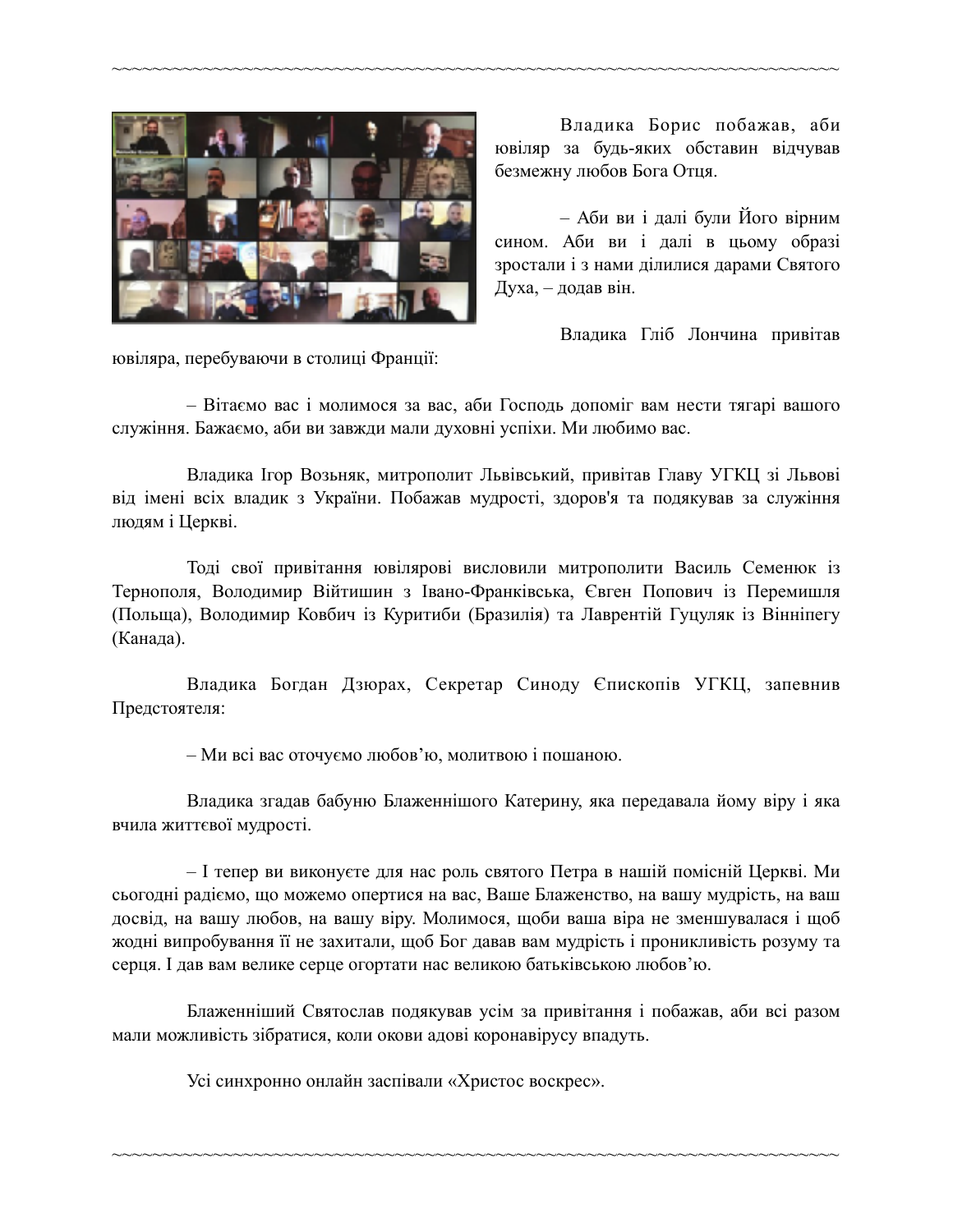Владика Борис побажав, аби ювіляр за будь-яких обставин відчував безмежну любов Бога Отця.

– Аби ви і далі були Його вірним сином. Аби ви і далі в цьому образі зростали і з нами ділилися дарами Святого Духа, – додав він.

Владика Гліб Лончина привітав ювіляра, перебуваючи в столиці Франції:

– Вітаємо вас і молимося за вас, аби Господь допоміг вам нести тягарі вашого служіння. Бажаємо, аби ви завжди мали духовні успіхи. Ми любимо вас.

Владика Ігор Возьняк, митрополит Львівський, привітав Главу УГКЦ зі Львові від імені всіх владик з України. Побажав мудрості, здоров'я та подякував за служіння людям і Церкві.

Тоді свої привітання ювілярові висловили митрополити Василь Семенюк із Тернополя, Володимир Війтишин з Івано-Франківська, Євген Попович із Перемишля (Польща), Володимир Ковбич із Куритиби (Бразилія) та Лаврентій Гуцуляк із Вінніпегу (Канада).

Владика Богдан Дзюрах, Секретар Синоду Єпископів УГКЦ, запевнив Предстоятеля:

– Ми всі вас оточуємо любов'ю, молитвою і пошаною.

Владика згадав бабуню Блаженнішого Катерину, яка передавала йому віру і яка вчила життєвої мудрості.

– І тепер ви виконуєте для нас роль святого Петра в нашій помісній Церкві. Ми сьогодні радіємо, що можемо опертися на вас, Ваше Блаженство, на вашу мудрість, на ваш досвід, на вашу любов, на вашу віру. Молимося, щоби ваша віра не зменшувалася і щоб жодні випробування її не захитали, щоб Бог давав вам мудрість і проникливість розуму та серця. І дав вам велике серце огортати нас великою батьківською любов'ю.

Блаженніший Святослав подякував усім за привітання і побажав, аби всі разом мали можливість зібратися, коли окови адові коронавірусу впадуть.

Усі синхронно онлайн заспівали «Христос воскрес».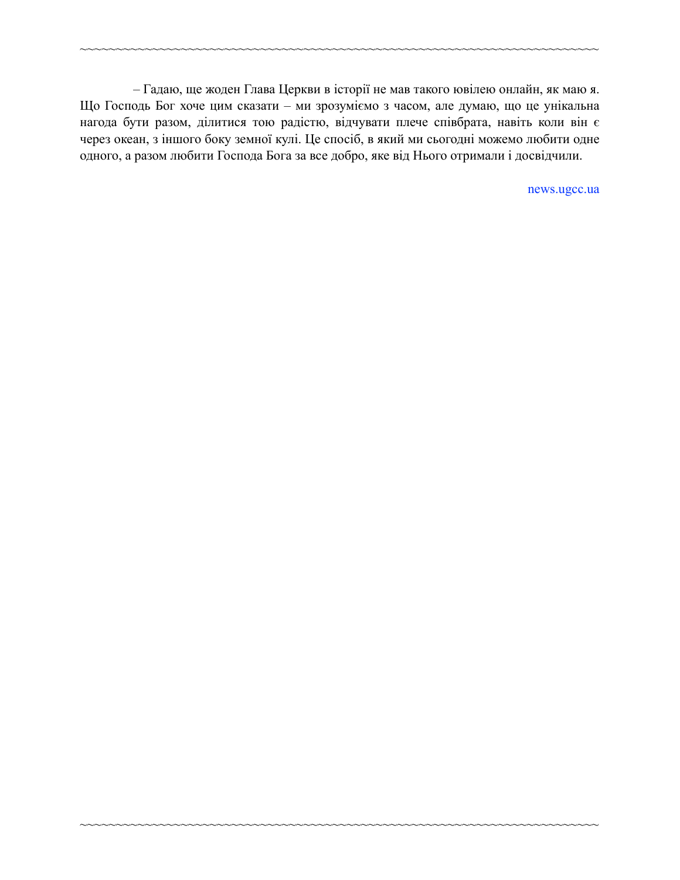– Гадаю, ще жоден Глава Церкви в історії не мав такого ювілею онлайн, як маю я. Що Господь Бог хоче цим сказати – ми зрозуміємо з часом, але думаю, що це унікальна нагода бути разом, ділитися тою радістю, відчувати плече співбрата, навіть коли він є через океан, з іншого боку земної кулі. Це спосіб, в який ми сьогодні можемо любити одне одного, а разом любити Господа Бога за все добро, яке від Нього отримали і досвідчили.

news.ugcc.ua